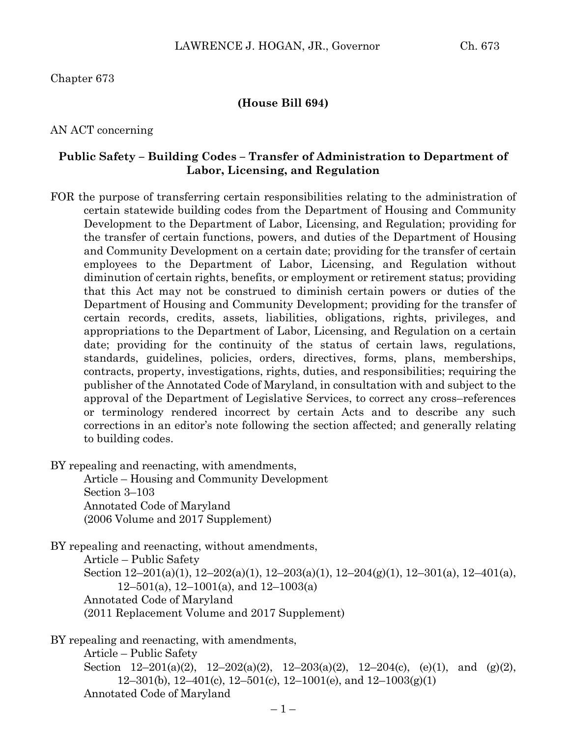Chapter 673

**(House Bill 694)**

AN ACT concerning

## Public Safety – Building Codes – Transfer of Administration to Department of Labor, Licensing, and Regulation

FOR the purpose of transferring certain responsibilities relating to the administration of certain statewide building codes from the Department of Housing and Community Development to the Department of Labor, Licensing, and Regulation; providing for the transfer of certain functions, powers, and duties of the Department of Housing and Community Development on a certain date; providing for the transfer of certain employees to the Department of Labor, Licensing, and Regulation without diminution of certain rights, benefits, or employment or retirement status; providing that this Act may not be construed to diminish certain powers or duties of the Department of Housing and Community Development; providing for the transfer of certain records, credits, assets, liabilities, obligations, rights, privileges, and appropriations to the Department of Labor, Licensing, and Regulation on a certain date; providing for the continuity of the status of certain laws, regulations, standards, guidelines, policies, orders, directives, forms, plans, memberships, contracts, property, investigations, rights, duties, and responsibilities; requiring the publisher of the Annotated Code of Maryland, in consultation with and subject to the approval of the Department of Legislative Services, to correct any cross–references or terminology rendered incorrect by certain Acts and to describe any such corrections in an editor's note following the section affected; and generally relating to building codes.

BY repealing and reenacting, with amendments,
Article – Housing and Community Development
Section 3–103
Annotated Code of Maryland
(2006 Volume and 2017 Supplement)

BY repealing and reenacting, without amendments,
Article – Public Safety
Section 12–201(a)(1), 12–202(a)(1), 12–203(a)(1), 12–204(g)(1), 12–301(a), 12–401(a), 12–501(a), 12–1001(a), and 12–1003(a)
Annotated Code of Maryland
(2011 Replacement Volume and 2017 Supplement)

BY repealing and reenacting, with amendments,
Article – Public Safety
Section 12–201(a)(2), 12–202(a)(2), 12–203(a)(2), 12–204(c), (e)(1), and (g)(2), 12–301(b), 12–401(c), 12–501(c), 12–1001(e), and 12–1003(g)(1)
Annotated Code of Maryland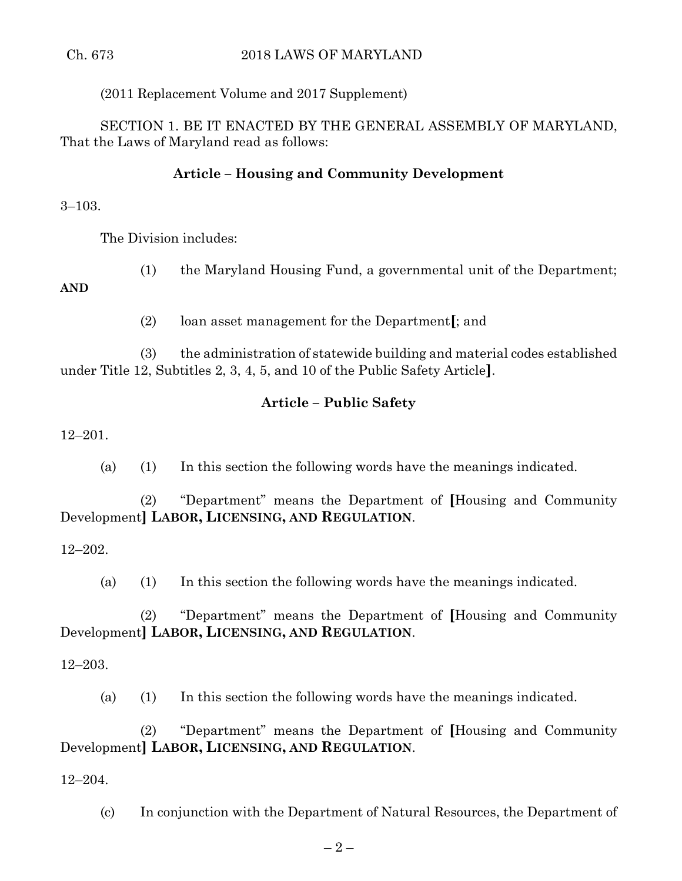(2011 Replacement Volume and 2017 Supplement)

SECTION 1. BE IT ENACTED BY THE GENERAL ASSEMBLY OF MARYLAND, That the Laws of Maryland read as follows:

**Article – Housing and Community Development**

3–103.

The Division includes:

(1) the Maryland Housing Fund, a governmental unit of the Department; **AND**

(2) loan asset management for the Department**[**; and

(3) the administration of statewide building and material codes established under Title 12, Subtitles 2, 3, 4, 5, and 10 of the Public Safety Article**]**.

**Article – Public Safety**

12–201.

(a) (1) In this section the following words have the meanings indicated.

(2) "Department" means the Department of **[**Housing and Community Development**] LABOR, LICENSING, AND REGULATION**.

12–202.

(a) (1) In this section the following words have the meanings indicated.

(2) "Department" means the Department of **[**Housing and Community Development**] LABOR, LICENSING, AND REGULATION**.

12–203.

(a) (1) In this section the following words have the meanings indicated.

(2) "Department" means the Department of **[**Housing and Community Development**] LABOR, LICENSING, AND REGULATION**.

12–204.

(c) In conjunction with the Department of Natural Resources, the Department of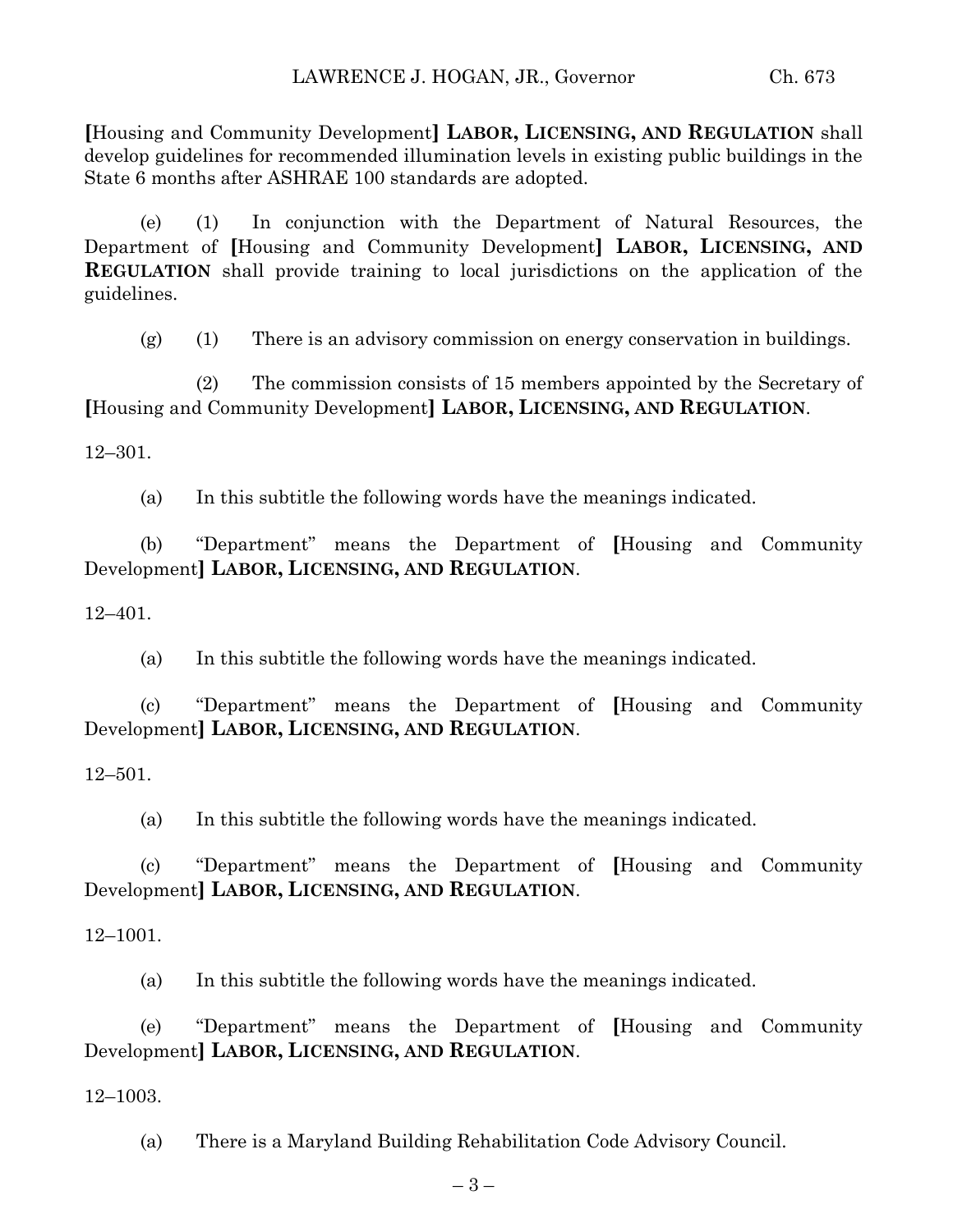[Housing and Community Development] **LABOR, LICENSING, AND REGULATION** shall develop guidelines for recommended illumination levels in existing public buildings in the State 6 months after ASHRAE 100 standards are adopted.

(e) (1) In conjunction with the Department of Natural Resources, the Department of [Housing and Community Development] **LABOR, LICENSING, AND REGULATION** shall provide training to local jurisdictions on the application of the guidelines.

(g) (1) There is an advisory commission on energy conservation in buildings.

(2) The commission consists of 15 members appointed by the Secretary of [Housing and Community Development] **LABOR, LICENSING, AND REGULATION**.

12–301.

(a) In this subtitle the following words have the meanings indicated.

(b) "Department" means the Department of [Housing and Community Development] **LABOR, LICENSING, AND REGULATION**.

12–401.

(a) In this subtitle the following words have the meanings indicated.

(c) "Department" means the Department of [Housing and Community Development] **LABOR, LICENSING, AND REGULATION**.

12–501.

(a) In this subtitle the following words have the meanings indicated.

(c) "Department" means the Department of [Housing and Community Development] **LABOR, LICENSING, AND REGULATION**.

12–1001.

(a) In this subtitle the following words have the meanings indicated.

(e) "Department" means the Department of [Housing and Community Development] **LABOR, LICENSING, AND REGULATION**.

12–1003.

(a) There is a Maryland Building Rehabilitation Code Advisory Council.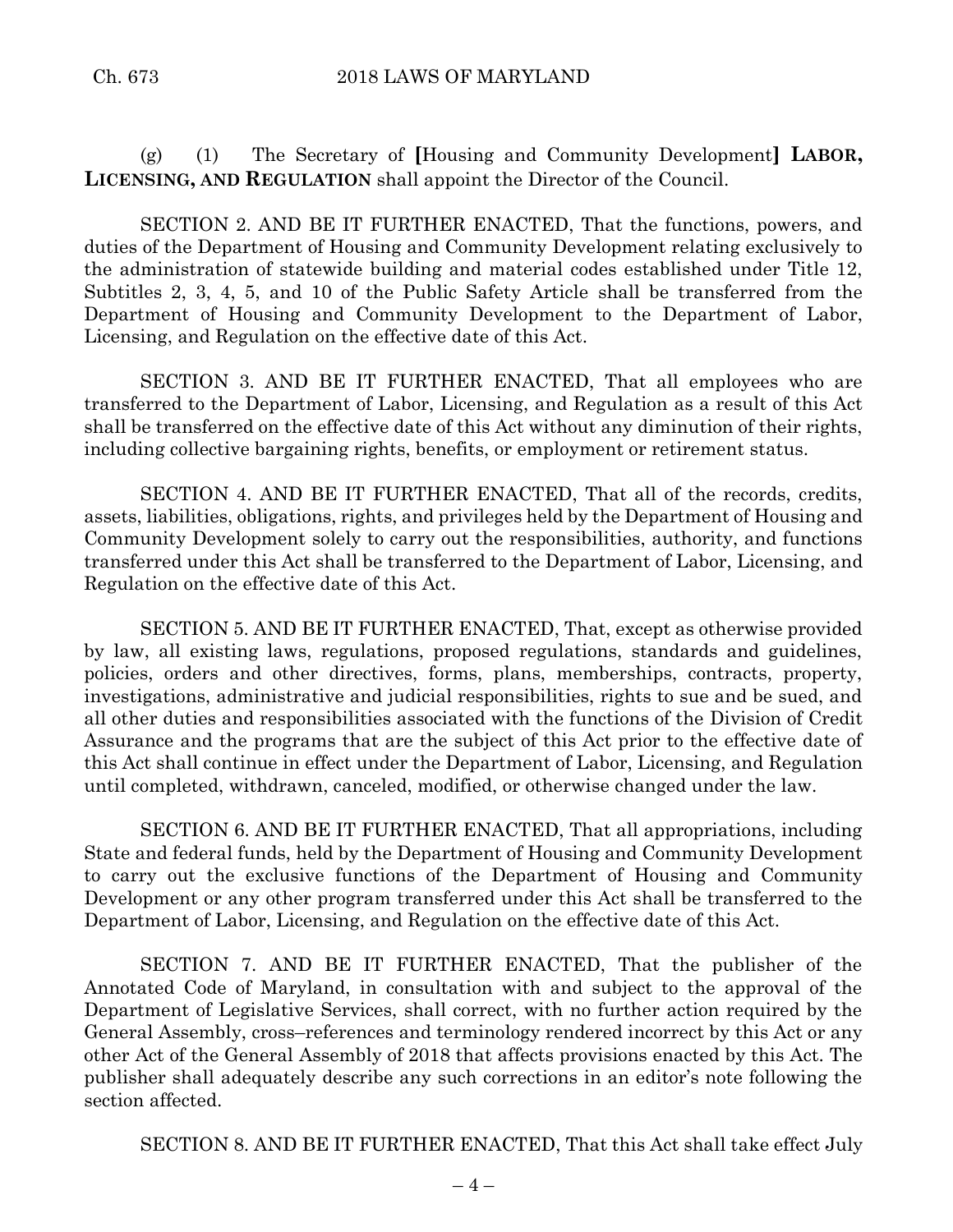(g) (1) The Secretary of **[**Housing and Community Development**]** **LABOR, LICENSING, AND REGULATION** shall appoint the Director of the Council.

SECTION 2. AND BE IT FURTHER ENACTED, That the functions, powers, and duties of the Department of Housing and Community Development relating exclusively to the administration of statewide building and material codes established under Title 12, Subtitles 2, 3, 4, 5, and 10 of the Public Safety Article shall be transferred from the Department of Housing and Community Development to the Department of Labor, Licensing, and Regulation on the effective date of this Act.

SECTION 3. AND BE IT FURTHER ENACTED, That all employees who are transferred to the Department of Labor, Licensing, and Regulation as a result of this Act shall be transferred on the effective date of this Act without any diminution of their rights, including collective bargaining rights, benefits, or employment or retirement status.

SECTION 4. AND BE IT FURTHER ENACTED, That all of the records, credits, assets, liabilities, obligations, rights, and privileges held by the Department of Housing and Community Development solely to carry out the responsibilities, authority, and functions transferred under this Act shall be transferred to the Department of Labor, Licensing, and Regulation on the effective date of this Act.

SECTION 5. AND BE IT FURTHER ENACTED, That, except as otherwise provided by law, all existing laws, regulations, proposed regulations, standards and guidelines, policies, orders and other directives, forms, plans, memberships, contracts, property, investigations, administrative and judicial responsibilities, rights to sue and be sued, and all other duties and responsibilities associated with the functions of the Division of Credit Assurance and the programs that are the subject of this Act prior to the effective date of this Act shall continue in effect under the Department of Labor, Licensing, and Regulation until completed, withdrawn, canceled, modified, or otherwise changed under the law.

SECTION 6. AND BE IT FURTHER ENACTED, That all appropriations, including State and federal funds, held by the Department of Housing and Community Development to carry out the exclusive functions of the Department of Housing and Community Development or any other program transferred under this Act shall be transferred to the Department of Labor, Licensing, and Regulation on the effective date of this Act.

SECTION 7. AND BE IT FURTHER ENACTED, That the publisher of the Annotated Code of Maryland, in consultation with and subject to the approval of the Department of Legislative Services, shall correct, with no further action required by the General Assembly, cross–references and terminology rendered incorrect by this Act or any other Act of the General Assembly of 2018 that affects provisions enacted by this Act. The publisher shall adequately describe any such corrections in an editor's note following the section affected.

SECTION 8. AND BE IT FURTHER ENACTED, That this Act shall take effect July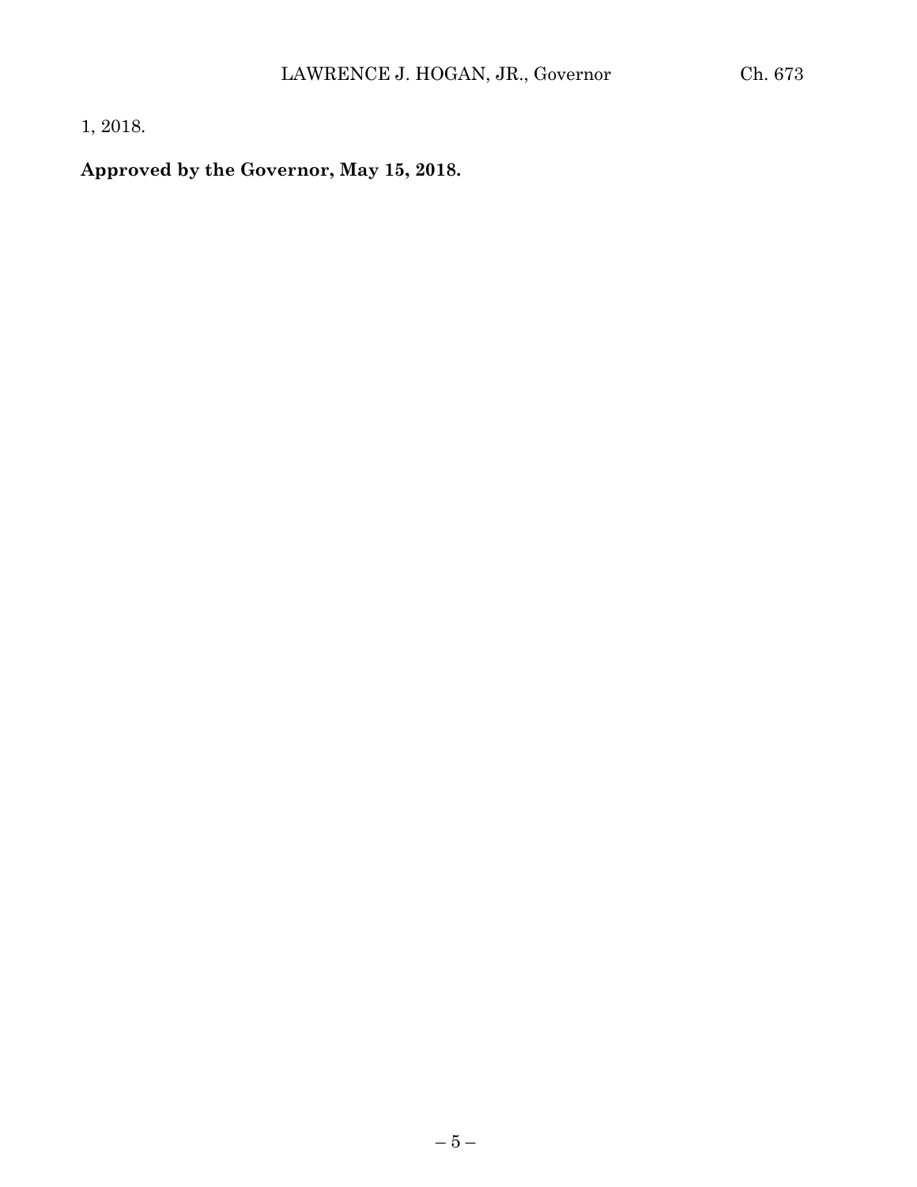1, 2018.

**Approved by the Governor, May 15, 2018.**